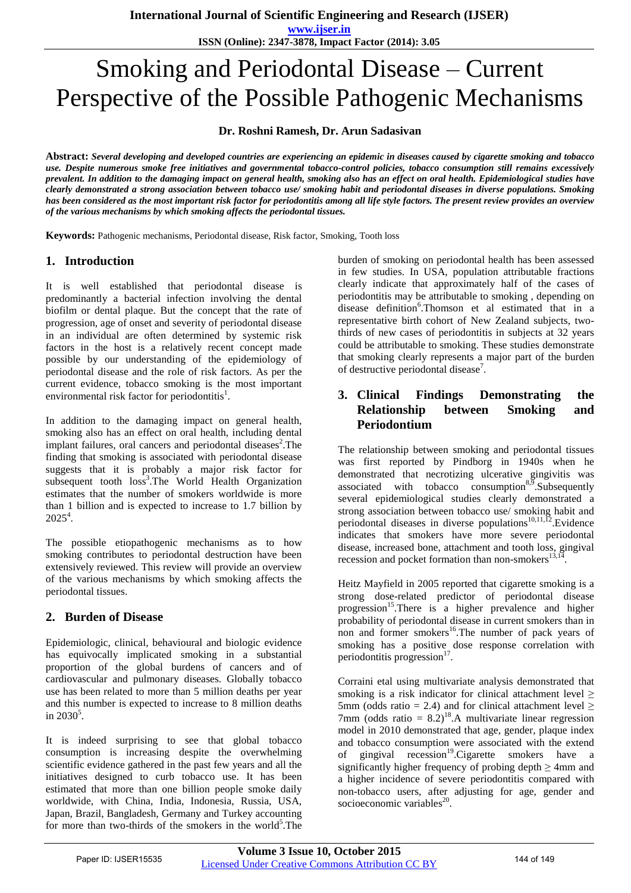# Smoking and Periodontal Disease – Current Perspective of the Possible Pathogenic Mechanisms

**Dr. Roshni Ramesh, Dr. Arun Sadasivan**

**Abstract:** ***Several developing and developed countries are experiencing an epidemic in diseases caused by cigarette smoking and tobacco use. Despite numerous smoke free initiatives and governmental tobacco-control policies, tobacco consumption still remains excessively prevalent. In addition to the damaging impact on general health, smoking also has an effect on oral health. Epidemiological studies have clearly demonstrated a strong association between tobacco use/ smoking habit and periodontal diseases in diverse populations. Smoking has been considered as the most important risk factor for periodontitis among all life style factors. The present review provides an overview of the various mechanisms by which smoking affects the periodontal tissues.***

**Keywords:** Pathogenic mechanisms, Periodontal disease, Risk factor, Smoking, Tooth loss

## 1. Introduction

It is well established that periodontal disease is predominantly a bacterial infection involving the dental biofilm or dental plaque. But the concept that the rate of progression, age of onset and severity of periodontal disease in an individual are often determined by systemic risk factors in the host is a relatively recent concept made possible by our understanding of the epidemiology of periodontal disease and the role of risk factors. As per the current evidence, tobacco smoking is the most important environmental risk factor for periodontitis[1].

In addition to the damaging impact on general health, smoking also has an effect on oral health, including dental implant failures, oral cancers and periodontal diseases[2].The finding that smoking is associated with periodontal disease suggests that it is probably a major risk factor for subsequent tooth loss[3].The World Health Organization estimates that the number of smokers worldwide is more than 1 billion and is expected to increase to 1.7 billion by 2025[4].

The possible etiopathogenic mechanisms as to how smoking contributes to periodontal destruction have been extensively reviewed. This review will provide an overview of the various mechanisms by which smoking affects the periodontal tissues.

## 2. Burden of Disease

Epidemiologic, clinical, behavioural and biologic evidence has equivocally implicated smoking in a substantial proportion of the global burdens of cancers and of cardiovascular and pulmonary diseases. Globally tobacco use has been related to more than 5 million deaths per year and this number is expected to increase to 8 million deaths in 2030[5].

It is indeed surprising to see that global tobacco consumption is increasing despite the overwhelming scientific evidence gathered in the past few years and all the initiatives designed to curb tobacco use. It has been estimated that more than one billion people smoke daily worldwide, with China, India, Indonesia, Russia, USA, Japan, Brazil, Bangladesh, Germany and Turkey accounting for more than two-thirds of the smokers in the world[5].The burden of smoking on periodontal health has been assessed in few studies. In USA, population attributable fractions clearly indicate that approximately half of the cases of periodontitis may be attributable to smoking , depending on disease definition[6].Thomson et al estimated that in a representative birth cohort of New Zealand subjects, two-thirds of new cases of periodontitis in subjects at 32 years could be attributable to smoking. These studies demonstrate that smoking clearly represents a major part of the burden of destructive periodontal disease[7].

## 3. Clinical Findings Demonstrating the Relationship between Smoking and Periodontium

The relationship between smoking and periodontal tissues was first reported by Pindborg in 1940s when he demonstrated that necrotizing ulcerative gingivitis was associated with tobacco consumption[8,9].Subsequently several epidemiological studies clearly demonstrated a strong association between tobacco use/ smoking habit and periodontal diseases in diverse populations[10,11,12].Evidence indicates that smokers have more severe periodontal disease, increased bone, attachment and tooth loss, gingival recession and pocket formation than non-smokers[13,14].

Heitz Mayfield in 2005 reported that cigarette smoking is a strong dose-related predictor of periodontal disease progression[15].There is a higher prevalence and higher probability of periodontal disease in current smokers than in non and former smokers[16].The number of pack years of smoking has a positive dose response correlation with periodontitis progression[17].

Corraini etal using multivariate analysis demonstrated that smoking is a risk indicator for clinical attachment level $\geq$ 5mm (odds ratio = 2.4) and for clinical attachment level $\geq$ 7mm (odds ratio = 8.2)[18].A multivariate linear regression model in 2010 demonstrated that age, gender, plaque index and tobacco consumption were associated with the extend of gingival recession[19].Cigarette smokers have a significantly higher frequency of probing depth $\geq$ 4mm and a higher incidence of severe periodontitis compared with non-tobacco users, after adjusting for age, gender and socioeconomic variables[20].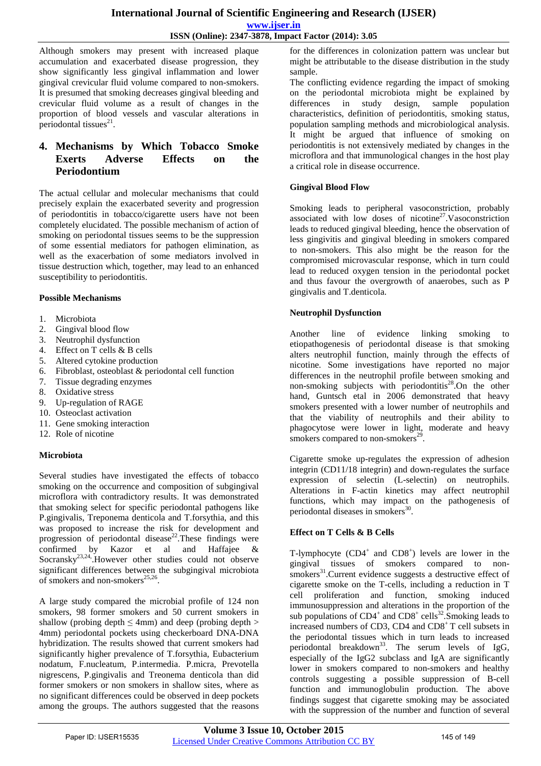Although smokers may present with increased plaque accumulation and exacerbated disease progression, they show significantly less gingival inflammation and lower gingival crevicular fluid volume compared to non-smokers. It is presumed that smoking decreases gingival bleeding and crevicular fluid volume as a result of changes in the proportion of blood vessels and vascular alterations in periodontal tissues[21].

## 4. Mechanisms by Which Tobacco Smoke Exerts Adverse Effects on the Periodontium

The actual cellular and molecular mechanisms that could precisely explain the exacerbated severity and progression of periodontitis in tobacco/cigarette users have not been completely elucidated. The possible mechanism of action of smoking on periodontal tissues seems to be the suppression of some essential mediators for pathogen elimination, as well as the exacerbation of some mediators involved in tissue destruction which, together, may lead to an enhanced susceptibility to periodontitis.

### Possible Mechanisms

1. Microbiota
2. Gingival blood flow
3. Neutrophil dysfunction
4. Effect on T cells & B cells
5. Altered cytokine production
6. Fibroblast, osteoblast & periodontal cell function
7. Tissue degrading enzymes
8. Oxidative stress
9. Up-regulation of RAGE
10. Osteoclast activation
11. Gene smoking interaction
12. Role of nicotine

### Microbiota

Several studies have investigated the effects of tobacco smoking on the occurrence and composition of subgingival microflora with contradictory results. It was demonstrated that smoking select for specific periodontal pathogens like P.gingivalis, Treponema denticola and T.forsythia, and this was proposed to increase the risk for development and progression of periodontal disease[22].These findings were confirmed by Kazor et al and Haffajee & Socransky[23,24].However other studies could not observe significant differences between the subgingival microbiota of smokers and non-smokers[25,26].

A large study compared the microbial profile of 124 non smokers, 98 former smokers and 50 current smokers in shallow (probing depth $\leq$ 4mm) and deep (probing depth > 4mm) periodontal pockets using checkerboard DNA-DNA hybridization. The results showed that current smokers had significantly higher prevalence of T.forsythia, Eubacterium nodatum, F.nucleatum, P.intermedia. P.micra, Prevotella nigrescens, P.gingivalis and Treonema denticola than did former smokers or non smokers in shallow sites, where as no significant differences could be observed in deep pockets among the groups. The authors suggested that the reasons for the differences in colonization pattern was unclear but might be attributable to the disease distribution in the study sample.

The conflicting evidence regarding the impact of smoking on the periodontal microbiota might be explained by differences in study design, sample population characteristics, definition of periodontitis, smoking status, population sampling methods and microbiological analysis. It might be argued that influence of smoking on periodontitis is not extensively mediated by changes in the microflora and that immunological changes in the host play a critical role in disease occurrence.

### Gingival Blood Flow

Smoking leads to peripheral vasoconstriction, probably associated with low doses of nicotine[27].Vasoconstriction leads to reduced gingival bleeding, hence the observation of less gingivitis and gingival bleeding in smokers compared to non-smokers. This also might be the reason for the compromised microvascular response, which in turn could lead to reduced oxygen tension in the periodontal pocket and thus favour the overgrowth of anaerobes, such as P gingivalis and T.denticola.

### Neutrophil Dysfunction

Another line of evidence linking smoking to etiopathogenesis of periodontal disease is that smoking alters neutrophil function, mainly through the effects of nicotine. Some investigations have reported no major differences in the neutrophil profile between smoking and non-smoking subjects with periodontitis[28].On the other hand, Guntsch etal in 2006 demonstrated that heavy smokers presented with a lower number of neutrophils and that the viability of neutrophils and their ability to phagocytose were lower in light, moderate and heavy smokers compared to non-smokers[29].

Cigarette smoke up-regulates the expression of adhesion integrin (CD11/18 integrin) and down-regulates the surface expression of selectin (L-selectin) on neutrophils. Alterations in F-actin kinetics may affect neutrophil functions, which may impact on the pathogenesis of periodontal diseases in smokers[30].

### Effect on T Cells & B Cells

T-lymphocyte ($CD4^+$ and $CD8^+$) levels are lower in the gingival tissues of smokers compared to non-smokers[31].Current evidence suggests a destructive effect of cigarette smoke on the T-cells, including a reduction in T cell proliferation and function, smoking induced immunosuppression and alterations in the proportion of the sub populations of $CD4^+$ and $CD8^+$ cells[32].Smoking leads to increased numbers of CD3, CD4 and $CD8^+$ T cell subsets in the periodontal tissues which in turn leads to increased periodontal breakdown[33]. The serum levels of IgG, especially of the IgG2 subclass and IgA are significantly lower in smokers compared to non-smokers and healthy controls suggesting a possible suppression of B-cell function and immunoglobulin production. The above findings suggest that cigarette smoking may be associated with the suppression of the number and function of several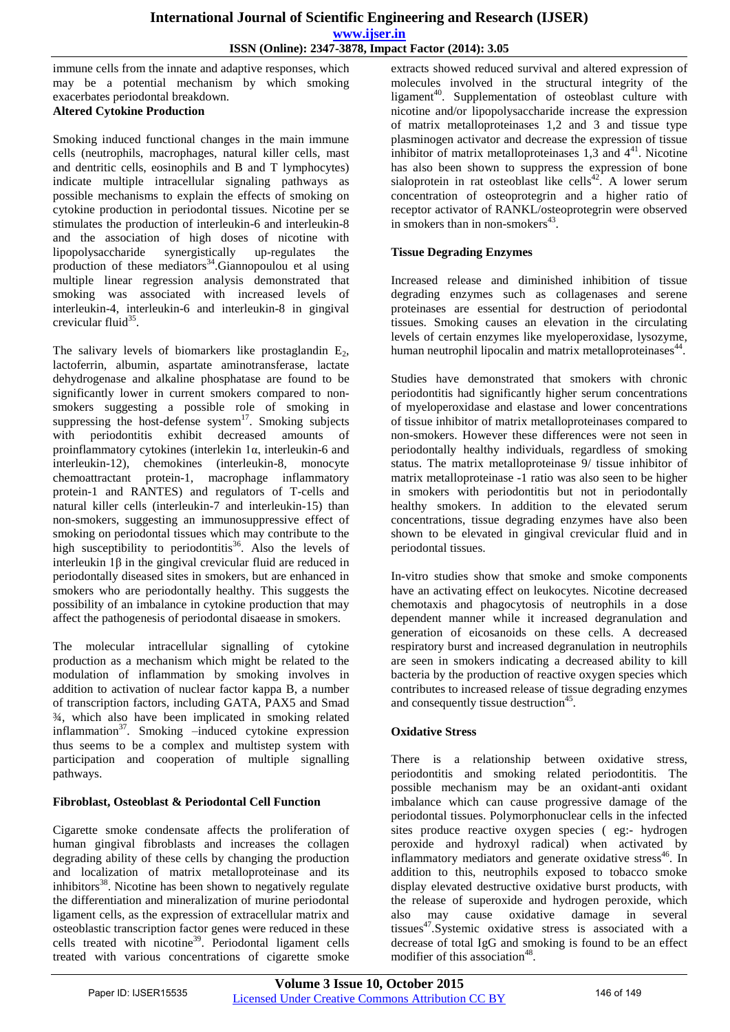immune cells from the innate and adaptive responses, which may be a potential mechanism by which smoking exacerbates periodontal breakdown.

### Altered Cytokine Production

Smoking induced functional changes in the main immune cells (neutrophils, macrophages, natural killer cells, mast and dentritic cells, eosinophils and B and T lymphocytes) indicate multiple intracellular signaling pathways as possible mechanisms to explain the effects of smoking on cytokine production in periodontal tissues. Nicotine per se stimulates the production of interleukin-6 and interleukin-8 and the association of high doses of nicotine with lipopolysaccharide synergistically up-regulates the production of these mediators[34].Giannopoulou et al using multiple linear regression analysis demonstrated that smoking was associated with increased levels of interleukin-4, interleukin-6 and interleukin-8 in gingival crevicular fluid[35].

The salivary levels of biomarkers like prostaglandin $E_2$, lactoferrin, albumin, aspartate aminotransferase, lactate dehydrogenase and alkaline phosphatase are found to be significantly lower in current smokers compared to non-smokers suggesting a possible role of smoking in suppressing the host-defense system[17]. Smoking subjects with periodontitis exhibit decreased amounts of proinflammatory cytokines (interlekin 1α, interleukin-6 and interleukin-12), chemokines (interleukin-8, monocyte chemoattractant protein-1, macrophage inflammatory protein-1 and RANTES) and regulators of T-cells and natural killer cells (interleukin-7 and interleukin-15) than non-smokers, suggesting an immunosuppressive effect of smoking on periodontal tissues which may contribute to the high susceptibility to periodontitis[36]. Also the levels of interleukin 1β in the gingival crevicular fluid are reduced in periodontally diseased sites in smokers, but are enhanced in smokers who are periodontally healthy. This suggests the possibility of an imbalance in cytokine production that may affect the pathogenesis of periodontal disaease in smokers.

The molecular intracellular signalling of cytokine production as a mechanism which might be related to the modulation of inflammation by smoking involves in addition to activation of nuclear factor kappa B, a number of transcription factors, including GATA, PAX5 and Smad ¾, which also have been implicated in smoking related inflammation[37]. Smoking –induced cytokine expression thus seems to be a complex and multistep system with participation and cooperation of multiple signalling pathways.

### Fibroblast, Osteoblast & Periodontal Cell Function

Cigarette smoke condensate affects the proliferation of human gingival fibroblasts and increases the collagen degrading ability of these cells by changing the production and localization of matrix metalloproteinase and its inhibitors[38]. Nicotine has been shown to negatively regulate the differentiation and mineralization of murine periodontal ligament cells, as the expression of extracellular matrix and osteoblastic transcription factor genes were reduced in these cells treated with nicotine[39]. Periodontal ligament cells treated with various concentrations of cigarette smoke extracts showed reduced survival and altered expression of molecules involved in the structural integrity of the ligament[40]. Supplementation of osteoblast culture with nicotine and/or lipopolysaccharide increase the expression of matrix metalloproteinases 1,2 and 3 and tissue type plasminogen activator and decrease the expression of tissue inhibitor of matrix metalloproteinases 1,3 and 4[41]. Nicotine has also been shown to suppress the expression of bone sialoprotein in rat osteoblast like cells[42]. A lower serum concentration of osteoprotegrin and a higher ratio of receptor activator of RANKL/osteoprotegrin were observed in smokers than in non-smokers[43].

### Tissue Degrading Enzymes

Increased release and diminished inhibition of tissue degrading enzymes such as collagenases and serene proteinases are essential for destruction of periodontal tissues. Smoking causes an elevation in the circulating levels of certain enzymes like myeloperoxidase, lysozyme, human neutrophil lipocalin and matrix metalloproteinases[44].

Studies have demonstrated that smokers with chronic periodontitis had significantly higher serum concentrations of myeloperoxidase and elastase and lower concentrations of tissue inhibitor of matrix metalloproteinases compared to non-smokers. However these differences were not seen in periodontally healthy individuals, regardless of smoking status. The matrix metalloproteinase 9/ tissue inhibitor of matrix metalloproteinase -1 ratio was also seen to be higher in smokers with periodontitis but not in periodontally healthy smokers. In addition to the elevated serum concentrations, tissue degrading enzymes have also been shown to be elevated in gingival crevicular fluid and in periodontal tissues.

In-vitro studies show that smoke and smoke components have an activating effect on leukocytes. Nicotine decreased chemotaxis and phagocytosis of neutrophils in a dose dependent manner while it increased degranulation and generation of eicosanoids on these cells. A decreased respiratory burst and increased degranulation in neutrophils are seen in smokers indicating a decreased ability to kill bacteria by the production of reactive oxygen species which contributes to increased release of tissue degrading enzymes and consequently tissue destruction[45].

### Oxidative Stress

There is a relationship between oxidative stress, periodontitis and smoking related periodontitis. The possible mechanism may be an oxidant-anti oxidant imbalance which can cause progressive damage of the periodontal tissues. Polymorphonuclear cells in the infected sites produce reactive oxygen species ( eg:- hydrogen peroxide and hydroxyl radical) when activated by inflammatory mediators and generate oxidative stress[46]. In addition to this, neutrophils exposed to tobacco smoke display elevated destructive oxidative burst products, with the release of superoxide and hydrogen peroxide, which also may cause oxidative damage in several tissues[47].Systemic oxidative stress is associated with a decrease of total IgG and smoking is found to be an effect modifier of this association[48].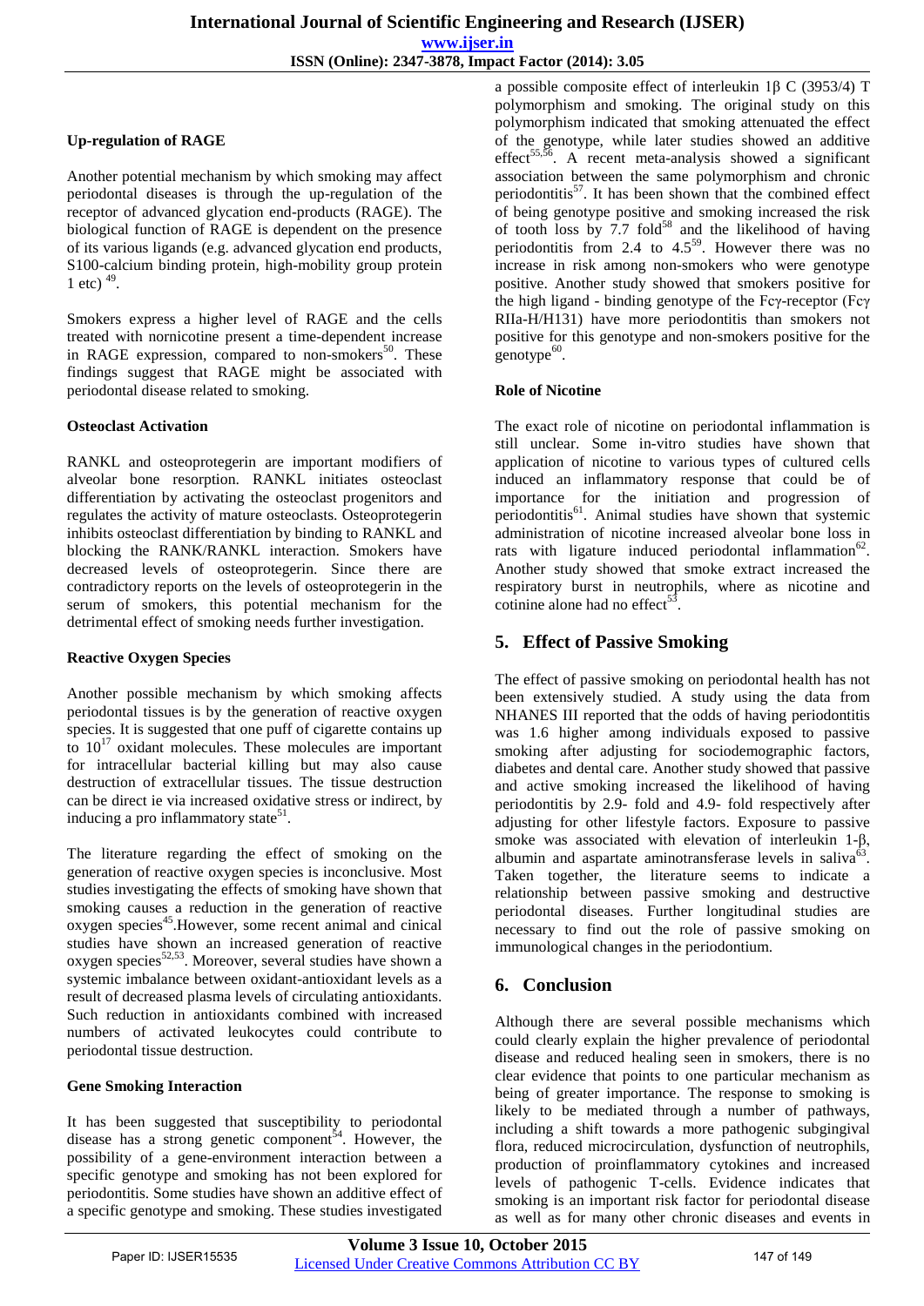**Up-regulation of RAGE**

Another potential mechanism by which smoking may affect periodontal diseases is through the up-regulation of the receptor of advanced glycation end-products (RAGE). The biological function of RAGE is dependent on the presence of its various ligands (e.g. advanced glycation end products, S100-calcium binding protein, high-mobility group protein 1 etc) [49].

Smokers express a higher level of RAGE and the cells treated with nornicotine present a time-dependent increase in RAGE expression, compared to non-smokers[50]. These findings suggest that RAGE might be associated with periodontal disease related to smoking.

**Osteoclast Activation**

RANKL and osteoprotegerin are important modifiers of alveolar bone resorption. RANKL initiates osteoclast differentiation by activating the osteoclast progenitors and regulates the activity of mature osteoclasts. Osteoprotegerin inhibits osteoclast differentiation by binding to RANKL and blocking the RANK/RANKL interaction. Smokers have decreased levels of osteoprotegerin. Since there are contradictory reports on the levels of osteoprotegerin in the serum of smokers, this potential mechanism for the detrimental effect of smoking needs further investigation.

**Reactive Oxygen Species**

Another possible mechanism by which smoking affects periodontal tissues is by the generation of reactive oxygen species. It is suggested that one puff of cigarette contains up to $10^{17}$ oxidant molecules. These molecules are important for intracellular bacterial killing but may also cause destruction of extracellular tissues. The tissue destruction can be direct ie via increased oxidative stress or indirect, by inducing a pro inflammatory state[51].

The literature regarding the effect of smoking on the generation of reactive oxygen species is inconclusive. Most studies investigating the effects of smoking have shown that smoking causes a reduction in the generation of reactive oxygen species[45].However, some recent animal and cinical studies have shown an increased generation of reactive oxygen species[52,53]. Moreover, several studies have shown a systemic imbalance between oxidant-antioxidant levels as a result of decreased plasma levels of circulating antioxidants. Such reduction in antioxidants combined with increased numbers of activated leukocytes could contribute to periodontal tissue destruction.

**Gene Smoking Interaction**

It has been suggested that susceptibility to periodontal disease has a strong genetic component[54]. However, the possibility of a gene-environment interaction between a specific genotype and smoking has not been explored for periodontitis. Some studies have shown an additive effect of a specific genotype and smoking. These studies investigated a possible composite effect of interleukin 1β C (3953/4) T polymorphism and smoking. The original study on this polymorphism indicated that smoking attenuated the effect of the genotype, while later studies showed an additive effect[55,56]. A recent meta-analysis showed a significant association between the same polymorphism and chronic periodontitis[57]. It has been shown that the combined effect of being genotype positive and smoking increased the risk of tooth loss by 7.7 fold[58] and the likelihood of having periodontitis from 2.4 to 4.5[59]. However there was no increase in risk among non-smokers who were genotype positive. Another study showed that smokers positive for the high ligand - binding genotype of the Fcγ-receptor (Fcγ RIIa-H/H131) have more periodontitis than smokers not positive for this genotype and non-smokers positive for the genotype[60].

**Role of Nicotine**

The exact role of nicotine on periodontal inflammation is still unclear. Some in-vitro studies have shown that application of nicotine to various types of cultured cells induced an inflammatory response that could be of importance for the initiation and progression of periodontitis[61]. Animal studies have shown that systemic administration of nicotine increased alveolar bone loss in rats with ligature induced periodontal inflammation[62]. Another study showed that smoke extract increased the respiratory burst in neutrophils, where as nicotine and cotinine alone had no effect[53].

## 5. Effect of Passive Smoking

The effect of passive smoking on periodontal health has not been extensively studied. A study using the data from NHANES III reported that the odds of having periodontitis was 1.6 higher among individuals exposed to passive smoking after adjusting for sociodemographic factors, diabetes and dental care. Another study showed that passive and active smoking increased the likelihood of having periodontitis by 2.9- fold and 4.9- fold respectively after adjusting for other lifestyle factors. Exposure to passive smoke was associated with elevation of interleukin 1-β, albumin and aspartate aminotransferase levels in saliva[63]. Taken together, the literature seems to indicate a relationship between passive smoking and destructive periodontal diseases. Further longitudinal studies are necessary to find out the role of passive smoking on immunological changes in the periodontium.

## 6. Conclusion

Although there are several possible mechanisms which could clearly explain the higher prevalence of periodontal disease and reduced healing seen in smokers, there is no clear evidence that points to one particular mechanism as being of greater importance. The response to smoking is likely to be mediated through a number of pathways, including a shift towards a more pathogenic subgingival flora, reduced microcirculation, dysfunction of neutrophils, production of proinflammatory cytokines and increased levels of pathogenic T-cells. Evidence indicates that smoking is an important risk factor for periodontal disease as well as for many other chronic diseases and events in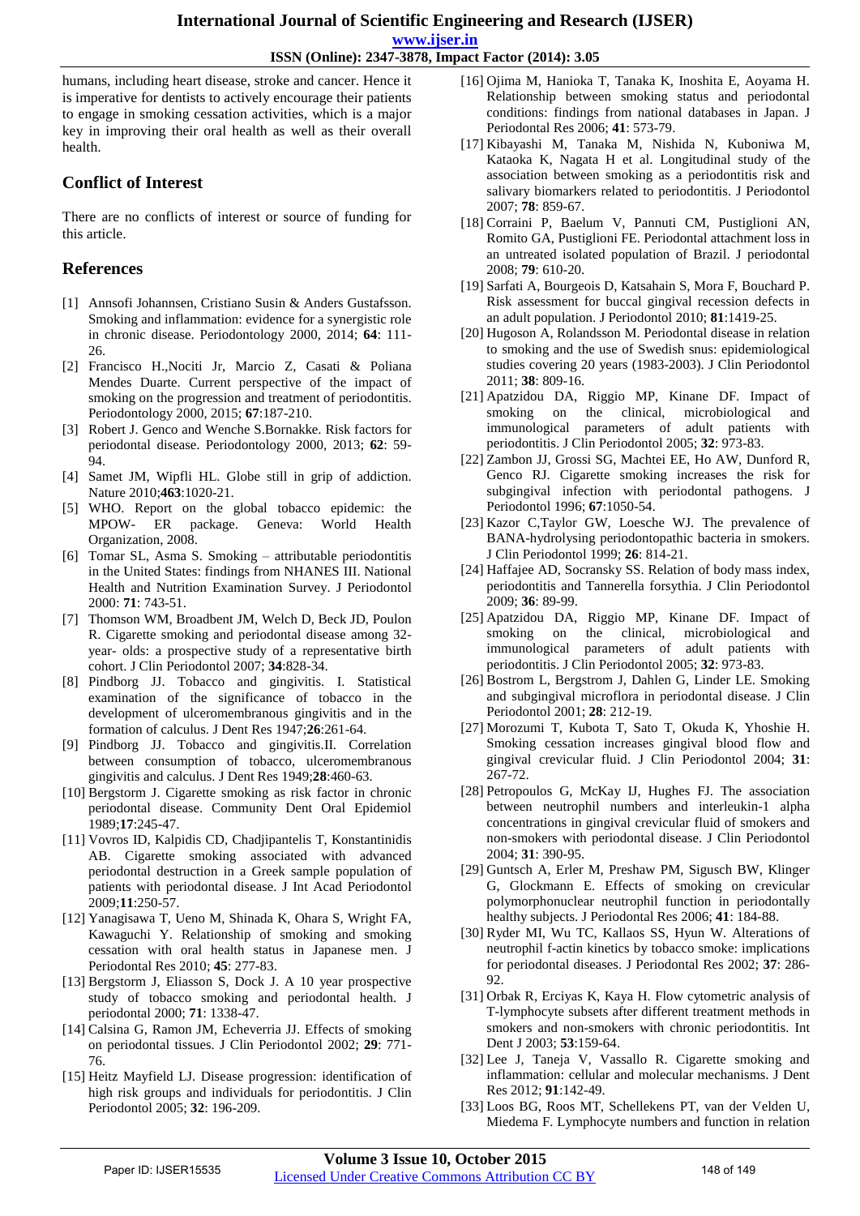humans, including heart disease, stroke and cancer. Hence it is imperative for dentists to actively encourage their patients to engage in smoking cessation activities, which is a major key in improving their oral health as well as their overall health.

## Conflict of Interest

There are no conflicts of interest or source of funding for this article.

## References

[1] Annsofi Johannsen, Cristiano Susin & Anders Gustafsson. Smoking and inflammation: evidence for a synergistic role in chronic disease. Periodontology 2000, 2014; **64**: 111-26.

[2] Francisco H.,Nociti Jr, Marcio Z, Casati & Poliana Mendes Duarte. Current perspective of the impact of smoking on the progression and treatment of periodontitis. Periodontology 2000, 2015; **67**:187-210.

[3] Robert J. Genco and Wenche S.Bornakke. Risk factors for periodontal disease. Periodontology 2000, 2013; **62**: 59-94.

[4] Samet JM, Wipfli HL. Globe still in grip of addiction. Nature 2010;**463**:1020-21.

[5] WHO. Report on the global tobacco epidemic: the MPOW- ER package. Geneva: World Health Organization, 2008.

[6] Tomar SL, Asma S. Smoking – attributable periodontitis in the United States: findings from NHANES III. National Health and Nutrition Examination Survey. J Periodontol 2000: **71**: 743-51.

[7] Thomson WM, Broadbent JM, Welch D, Beck JD, Poulon R. Cigarette smoking and periodontal disease among 32-year- olds: a prospective study of a representative birth cohort. J Clin Periodontol 2007; **34**:828-34.

[8] Pindborg JJ. Tobacco and gingivitis. I. Statistical examination of the significance of tobacco in the development of ulceromembranous gingivitis and in the formation of calculus. J Dent Res 1947;**26**:261-64.

[9] Pindborg JJ. Tobacco and gingivitis.II. Correlation between consumption of tobacco, ulceromembranous gingivitis and calculus. J Dent Res 1949;**28**:460-63.

[10] Bergstorm J. Cigarette smoking as risk factor in chronic periodontal disease. Community Dent Oral Epidemiol 1989;**17**:245-47.

[11] Vovros ID, Kalpidis CD, Chadjipantelis T, Konstantinidis AB. Cigarette smoking associated with advanced periodontal destruction in a Greek sample population of patients with periodontal disease. J Int Acad Periodontol 2009;**11**:250-57.

[12] Yanagisawa T, Ueno M, Shinada K, Ohara S, Wright FA, Kawaguchi Y. Relationship of smoking and smoking cessation with oral health status in Japanese men. J Periodontal Res 2010; **45**: 277-83.

[13] Bergstorm J, Eliasson S, Dock J. A 10 year prospective study of tobacco smoking and periodontal health. J periodontal 2000; **71**: 1338-47.

[14] Calsina G, Ramon JM, Echeverria JJ. Effects of smoking on periodontal tissues. J Clin Periodontol 2002; **29**: 771-76.

[15] Heitz Mayfield LJ. Disease progression: identification of high risk groups and individuals for periodontitis. J Clin Periodontol 2005; **32**: 196-209.

[16] Ojima M, Hanioka T, Tanaka K, Inoshita E, Aoyama H. Relationship between smoking status and periodontal conditions: findings from national databases in Japan. J Periodontal Res 2006; **41**: 573-79.

[17] Kibayashi M, Tanaka M, Nishida N, Kuboniwa M, Kataoka K, Nagata H et al. Longitudinal study of the association between smoking as a periodontitis risk and salivary biomarkers related to periodontitis. J Periodontol 2007; **78**: 859-67.

[18] Corraini P, Baelum V, Pannuti CM, Pustiglioni AN, Romito GA, Pustiglioni FE. Periodontal attachment loss in an untreated isolated population of Brazil. J periodontal 2008; **79**: 610-20.

[19] Sarfati A, Bourgeois D, Katsahain S, Mora F, Bouchard P. Risk assessment for buccal gingival recession defects in an adult population. J Periodontol 2010; **81**:1419-25.

[20] Hugoson A, Rolandsson M. Periodontal disease in relation to smoking and the use of Swedish snus: epidemiological studies covering 20 years (1983-2003). J Clin Periodontol 2011; **38**: 809-16.

[21] Apatzidou DA, Riggio MP, Kinane DF. Impact of smoking on the clinical, microbiological and immunological parameters of adult patients with periodontitis. J Clin Periodontol 2005; **32**: 973-83.

[22] Zambon JJ, Grossi SG, Machtei EE, Ho AW, Dunford R, Genco RJ. Cigarette smoking increases the risk for subgingival infection with periodontal pathogens. J Periodontol 1996; **67**:1050-54.

[23] Kazor C,Taylor GW, Loesche WJ. The prevalence of BANA-hydrolysing periodontopathic bacteria in smokers. J Clin Periodontol 1999; **26**: 814-21.

[24] Haffajee AD, Socransky SS. Relation of body mass index, periodontitis and Tannerella forsythia. J Clin Periodontol 2009; **36**: 89-99.

[25] Apatzidou DA, Riggio MP, Kinane DF. Impact of smoking on the clinical, microbiological and immunological parameters of adult patients with periodontitis. J Clin Periodontol 2005; **32**: 973-83.

[26] Bostrom L, Bergstrom J, Dahlen G, Linder LE. Smoking and subgingival microflora in periodontal disease. J Clin Periodontol 2001; **28**: 212-19.

[27] Morozumi T, Kubota T, Sato T, Okuda K, Yhoshie H. Smoking cessation increases gingival blood flow and gingival crevicular fluid. J Clin Periodontol 2004; **31**: 267-72.

[28] Petropoulos G, McKay IJ, Hughes FJ. The association between neutrophil numbers and interleukin-1 alpha concentrations in gingival crevicular fluid of smokers and non-smokers with periodontal disease. J Clin Periodontol 2004; **31**: 390-95.

[29] Guntsch A, Erler M, Preshaw PM, Sigusch BW, Klinger G, Glockmann E. Effects of smoking on crevicular polymorphonuclear neutrophil function in periodontally healthy subjects. J Periodontal Res 2006; **41**: 184-88.

[30] Ryder MI, Wu TC, Kallaos SS, Hyun W. Alterations of neutrophil f-actin kinetics by tobacco smoke: implications for periodontal diseases. J Periodontal Res 2002; **37**: 286-92.

[31] Orbak R, Erciyas K, Kaya H. Flow cytometric analysis of T-lymphocyte subsets after different treatment methods in smokers and non-smokers with chronic periodontitis. Int Dent J 2003; **53**:159-64.

[32] Lee J, Taneja V, Vassallo R. Cigarette smoking and inflammation: cellular and molecular mechanisms. J Dent Res 2012; **91**:142-49.

[33] Loos BG, Roos MT, Schellekens PT, van der Velden U, Miedema F. Lymphocyte numbers and function in relation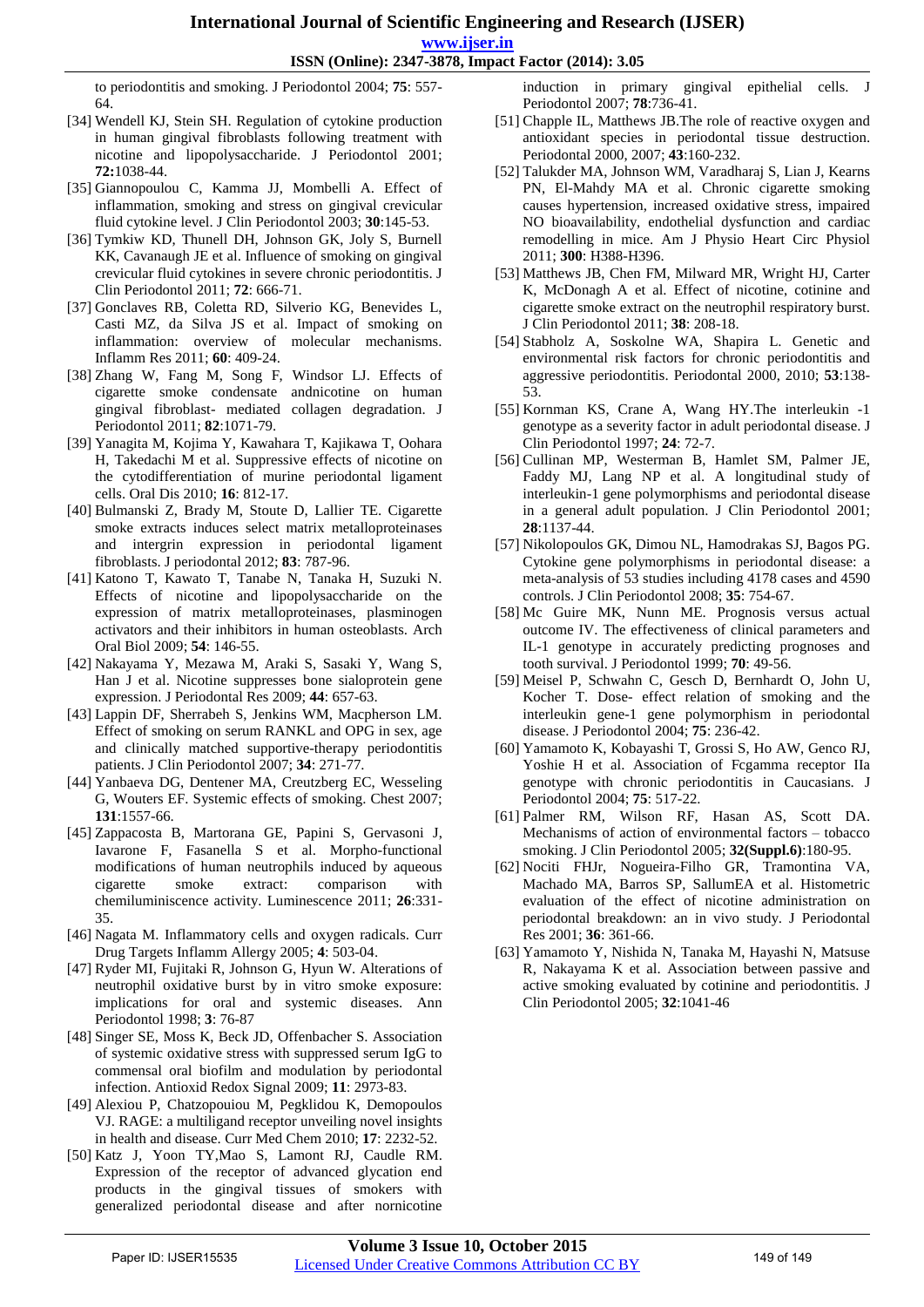to periodontitis and smoking. J Periodontol 2004; **75**: 557-64.

[34] Wendell KJ, Stein SH. Regulation of cytokine production in human gingival fibroblasts following treatment with nicotine and lipopolysaccharide. J Periodontol 2001; **72:**1038-44.

[35] Giannopoulou C, Kamma JJ, Mombelli A. Effect of inflammation, smoking and stress on gingival crevicular fluid cytokine level. J Clin Periodontol 2003; **30**:145-53.

[36] Tymkiw KD, Thunell DH, Johnson GK, Joly S, Burnell KK, Cavanaugh JE et al. Influence of smoking on gingival crevicular fluid cytokines in severe chronic periodontitis. J Clin Periodontol 2011; **72**: 666-71.

[37] Gonclaves RB, Coletta RD, Silverio KG, Benevides L, Casti MZ, da Silva JS et al. Impact of smoking on inflammation: overview of molecular mechanisms. Inflamm Res 2011; **60**: 409-24.

[38] Zhang W, Fang M, Song F, Windsor LJ. Effects of cigarette smoke condensate andnicotine on human gingival fibroblast- mediated collagen degradation. J Periodontol 2011; **82**:1071-79.

[39] Yanagita M, Kojima Y, Kawahara T, Kajikawa T, Oohara H, Takedachi M et al. Suppressive effects of nicotine on the cytodifferentiation of murine periodontal ligament cells. Oral Dis 2010; **16**: 812-17.

[40] Bulmanski Z, Brady M, Stoute D, Lallier TE. Cigarette smoke extracts induces select matrix metalloproteinases and intergrin expression in periodontal ligament fibroblasts. J periodontal 2012; **83**: 787-96.

[41] Katono T, Kawato T, Tanabe N, Tanaka H, Suzuki N. Effects of nicotine and lipopolysaccharide on the expression of matrix metalloproteinases, plasminogen activators and their inhibitors in human osteoblasts. Arch Oral Biol 2009; **54**: 146-55.

[42] Nakayama Y, Mezawa M, Araki S, Sasaki Y, Wang S, Han J et al. Nicotine suppresses bone sialoprotein gene expression. J Periodontal Res 2009; **44**: 657-63.

[43] Lappin DF, Sherrabeh S, Jenkins WM, Macpherson LM. Effect of smoking on serum RANKL and OPG in sex, age and clinically matched supportive-therapy periodontitis patients. J Clin Periodontol 2007; **34**: 271-77.

[44] Yanbaeva DG, Dentener MA, Creutzberg EC, Wesseling G, Wouters EF. Systemic effects of smoking. Chest 2007; **131**:1557-66.

[45] Zappacosta B, Martorana GE, Papini S, Gervasoni J, Iavarone F, Fasanella S et al. Morpho-functional modifications of human neutrophils induced by aqueous cigarette smoke extract: comparison with chemiluminiscence activity. Luminescence 2011; **26**:331-35.

[46] Nagata M. Inflammatory cells and oxygen radicals. Curr Drug Targets Inflamm Allergy 2005; **4**: 503-04.

[47] Ryder MI, Fujitaki R, Johnson G, Hyun W. Alterations of neutrophil oxidative burst by in vitro smoke exposure: implications for oral and systemic diseases. Ann Periodontol 1998; **3**: 76-87

[48] Singer SE, Moss K, Beck JD, Offenbacher S. Association of systemic oxidative stress with suppressed serum IgG to commensal oral biofilm and modulation by periodontal infection. Antioxid Redox Signal 2009; **11**: 2973-83.

[49] Alexiou P, Chatzopouiou M, Pegklidou K, Demopoulos VJ. RAGE: a multiligand receptor unveiling novel insights in health and disease. Curr Med Chem 2010; **17**: 2232-52.

[50] Katz J, Yoon TY,Mao S, Lamont RJ, Caudle RM. Expression of the receptor of advanced glycation end products in the gingival tissues of smokers with generalized periodontal disease and after nornicotine induction in primary gingival epithelial cells. J Periodontol 2007; **78**:736-41.

[51] Chapple IL, Matthews JB.The role of reactive oxygen and antioxidant species in periodontal tissue destruction. Periodontal 2000, 2007; **43**:160-232.

[52] Talukder MA, Johnson WM, Varadharaj S, Lian J, Kearns PN, El-Mahdy MA et al. Chronic cigarette smoking causes hypertension, increased oxidative stress, impaired NO bioavailability, endothelial dysfunction and cardiac remodelling in mice. Am J Physio Heart Circ Physiol 2011; **300**: H388-H396.

[53] Matthews JB, Chen FM, Milward MR, Wright HJ, Carter K, McDonagh A et al. Effect of nicotine, cotinine and cigarette smoke extract on the neutrophil respiratory burst. J Clin Periodontol 2011; **38**: 208-18.

[54] Stabholz A, Soskolne WA, Shapira L. Genetic and environmental risk factors for chronic periodontitis and aggressive periodontitis. Periodontal 2000, 2010; **53**:138-53.

[55] Kornman KS, Crane A, Wang HY.The interleukin -1 genotype as a severity factor in adult periodontal disease. J Clin Periodontol 1997; **24**: 72-7.

[56] Cullinan MP, Westerman B, Hamlet SM, Palmer JE, Faddy MJ, Lang NP et al. A longitudinal study of interleukin-1 gene polymorphisms and periodontal disease in a general adult population. J Clin Periodontol 2001; **28**:1137-44.

[57] Nikolopoulos GK, Dimou NL, Hamodrakas SJ, Bagos PG. Cytokine gene polymorphisms in periodontal disease: a meta-analysis of 53 studies including 4178 cases and 4590 controls. J Clin Periodontol 2008; **35**: 754-67.

[58] Mc Guire MK, Nunn ME. Prognosis versus actual outcome IV. The effectiveness of clinical parameters and IL-1 genotype in accurately predicting prognoses and tooth survival. J Periodontol 1999; **70**: 49-56.

[59] Meisel P, Schwahn C, Gesch D, Bernhardt O, John U, Kocher T. Dose- effect relation of smoking and the interleukin gene-1 gene polymorphism in periodontal disease. J Periodontol 2004; **75**: 236-42.

[60] Yamamoto K, Kobayashi T, Grossi S, Ho AW, Genco RJ, Yoshie H et al. Association of Fcgamma receptor IIa genotype with chronic periodontitis in Caucasians. J Periodontol 2004; **75**: 517-22.

[61] Palmer RM, Wilson RF, Hasan AS, Scott DA. Mechanisms of action of environmental factors – tobacco smoking. J Clin Periodontol 2005; **32(Suppl.6)**:180-95.

[62] Nociti FHJr, Nogueira-Filho GR, Tramontina VA, Machado MA, Barros SP, SallumEA et al. Histometric evaluation of the effect of nicotine administration on periodontal breakdown: an in vivo study. J Periodontal Res 2001; **36**: 361-66.

[63] Yamamoto Y, Nishida N, Tanaka M, Hayashi N, Matsuse R, Nakayama K et al. Association between passive and active smoking evaluated by cotinine and periodontitis. J Clin Periodontol 2005; **32**:1041-46